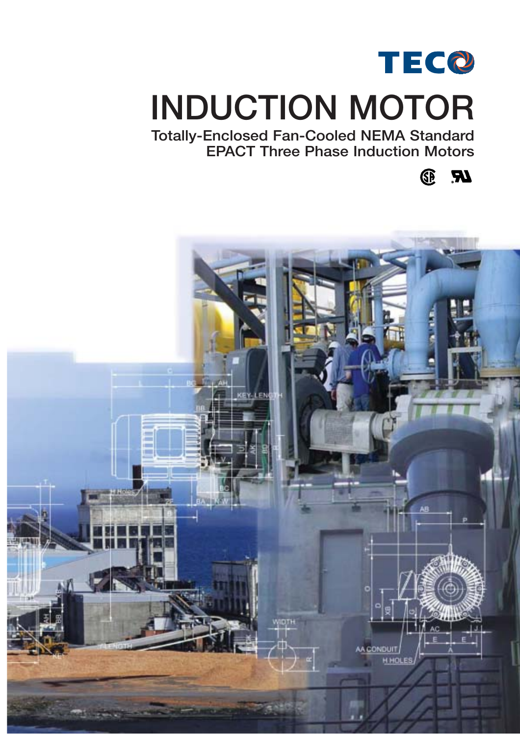TECO

# INDUCTION MOTOR

## Totally-Enclosed Fan-Cooled NEMA Standard EPACT Three Phase Induction Motors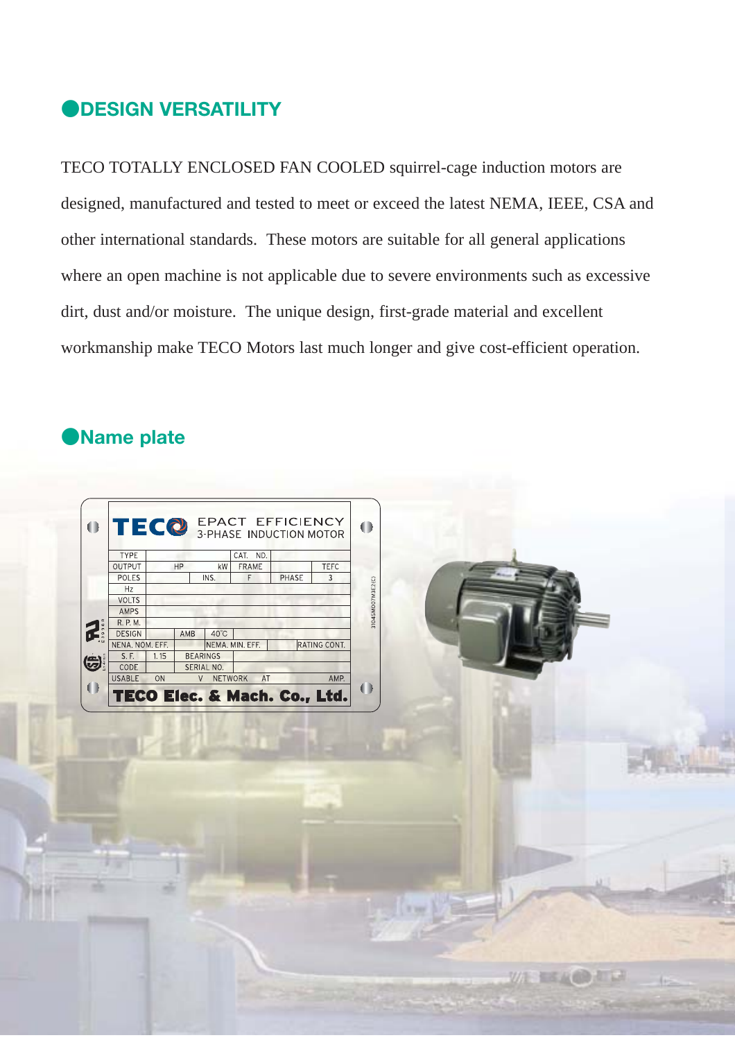## DESIGN VERSATILITY

TECO TOTALLY ENCLOSED FAN COOLED squirrel-cage induction motors are designed, manufactured and tested to meet or exceed the latest NEMA, IEEE, CSA and other international standards. These motors are suitable for all general applications where an open machine is not applicable due to severe environments such as excessive dirt, dust and/or moisture. The unique design, first-grade material and excellent workmanship make TECO Motors last much longer and give cost-efficient operation.

## Name plate

**TECO** EPACT EFFICIENCY 3-PHASE INDUCTION MOTOR

| | | | | | | |
|---|---|---|---|---|---|---|
| TYPE | | | CAT. NO. | | | |
| OUTPUT | HP | kW | FRAME | | TEFC | |
| POLES | | INS. | F | PHASE | 3 | |
| Hz | | | | | | |
| VOLTS | | | | | | |
| AMPS | | | | | | |
| R. P. M. | | | | | | |
| DESIGN | | AMB | 40°C | | | |
| NENA. NOM. EFF. | | | NEMA. MIN. EFF. | | RATING CONT. | |
| S. F. | 1.15 | BEARINGS | | | | |
| CODE | | SERIAL NO. | | | | |
| USABLE | ON | V | NETWORK | AT | | AMP. |

**TECO Elec. & Mach. Co., Ltd.**

3104SM007M3E2(C)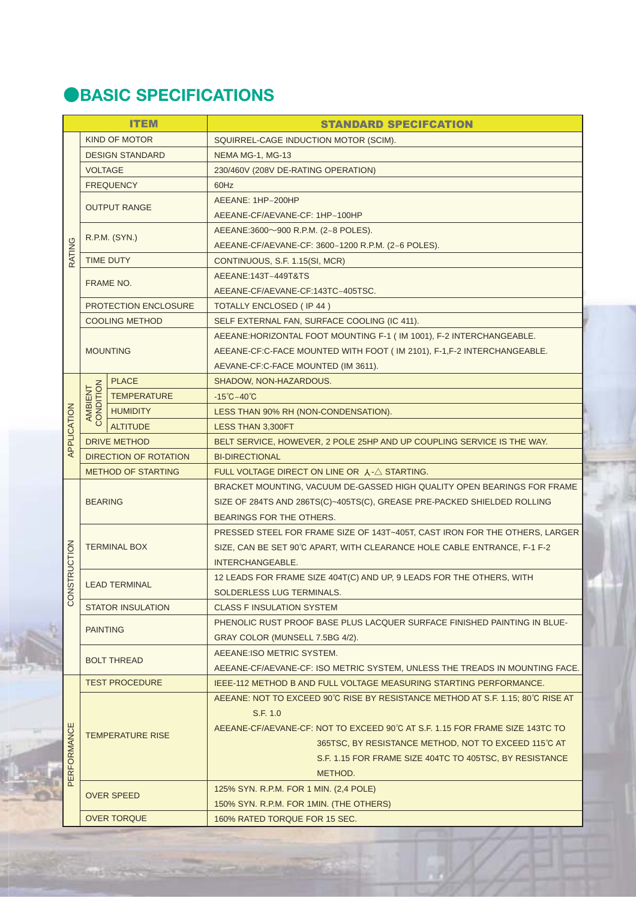## BASIC SPECIFICATIONS

| ITEM | | | STANDARD SPECIFCATION |
|---|---|---|---|
| RATING | KIND OF MOTOR | | SQUIRREL-CAGE INDUCTION MOTOR (SCIM). |
| | DESIGN STANDARD | | NEMA MG-1, MG-13 |
| | VOLTAGE | | 230/460V (208V DE-RATING OPERATION) |
| | FREQUENCY | | 60Hz |
| | OUTPUT RANGE | | AEEANE: 1HP~200HP<br>AEEANE-CF/AEVANE-CF: 1HP~100HP |
| | R.P.M. (SYN.) | | AEEANE:3600～900 R.P.M. (2~8 POLES).<br>AEEANE-CF/AEVANE-CF: 3600~1200 R.P.M. (2~6 POLES). |
| | TIME DUTY | | CONTINUOUS, S.F. 1.15(SI, MCR) |
| | FRAME NO. | | AEEANE:143T~449T&TS<br>AEEANE-CF/AEVANE-CF:143TC~405TSC. |
| | PROTECTION ENCLOSURE | | TOTALLY ENCLOSED ( IP 44 ) |
| | COOLING METHOD | | SELF EXTERNAL FAN, SURFACE COOLING (IC 411). |
| | MOUNTING | | AEEANE:HORIZONTAL FOOT MOUNTING F-1 ( IM 1001), F-2 INTERCHANGEABLE.<br>AEEANE-CF:C-FACE MOUNTED WITH FOOT ( IM 2101), F-1,F-2 INTERCHANGEABLE.<br>AEVANE-CF:C-FACE MOUNTED (IM 3611). |
| APPLICATION | AMBIENT CONDITION | PLACE | SHADOW, NON-HAZARDOUS. |
| | | TEMPERATURE | -15℃~40℃ |
| | | HUMIDITY | LESS THAN 90% RH (NON-CONDENSATION). |
| | | ALTITUDE | LESS THAN 3,300FT |
| | DRIVE METHOD | | BELT SERVICE, HOWEVER, 2 POLE 25HP AND UP COUPLING SERVICE IS THE WAY. |
| | DIRECTION OF ROTATION | | BI-DIRECTIONAL |
| | METHOD OF STARTING | | FULL VOLTAGE DIRECT ON LINE OR 人-△ STARTING. |
| CONSTRUCTION | BEARING | | BRACKET MOUNTING, VACUUM DE-GASSED HIGH QUALITY OPEN BEARINGS FOR FRAME SIZE OF 284TS AND 286TS(C)~405TS(C), GREASE PRE-PACKED SHIELDED ROLLING BEARINGS FOR THE OTHERS. |
| | TERMINAL BOX | | PRESSED STEEL FOR FRAME SIZE OF 143T~405T, CAST IRON FOR THE OTHERS, LARGER SIZE, CAN BE SET 90℃ APART, WITH CLEARANCE HOLE CABLE ENTRANCE, F-1 F-2 INTERCHANGEABLE. |
| | LEAD TERMINAL | | 12 LEADS FOR FRAME SIZE 404T(C) AND UP, 9 LEADS FOR THE OTHERS, WITH SOLDERLESS LUG TERMINALS. |
| | STATOR INSULATION | | CLASS F INSULATION SYSTEM |
| | PAINTING | | PHENOLIC RUST PROOF BASE PLUS LACQUER SURFACE FINISHED PAINTING IN BLUE-GRAY COLOR (MUNSELL 7.5BG 4/2). |
| | BOLT THREAD | | AEEANE:ISO METRIC SYSTEM.<br>AEEANE-CF/AEVANE-CF: ISO METRIC SYSTEM, UNLESS THE TREADS IN MOUNTING FACE. |
| PERFORMANCE | TEST PROCEDURE | | IEEE-112 METHOD B AND FULL VOLTAGE MEASURING STARTING PERFORMANCE. |
| | TEMPERATURE RISE | | AEEANE: NOT TO EXCEED 90℃ RISE BY RESISTANCE METHOD AT S.F. 1.15; 80℃ RISE AT S.F. 1.0<br>AEEANE-CF/AEVANE-CF: NOT TO EXCEED 90℃ AT S.F. 1.15 FOR FRAME SIZE 143TC TO 365TSC, BY RESISTANCE METHOD, NOT TO EXCEED 115℃ AT S.F. 1.15 FOR FRAME SIZE 404TC TO 405TSC, BY RESISTANCE METHOD. |
| | OVER SPEED | | 125% SYN. R.P.M. FOR 1 MIN. (2,4 POLE)<br>150% SYN. R.P.M. FOR 1MIN. (THE OTHERS) |
| | OVER TORQUE | | 160% RATED TORQUE FOR 15 SEC. |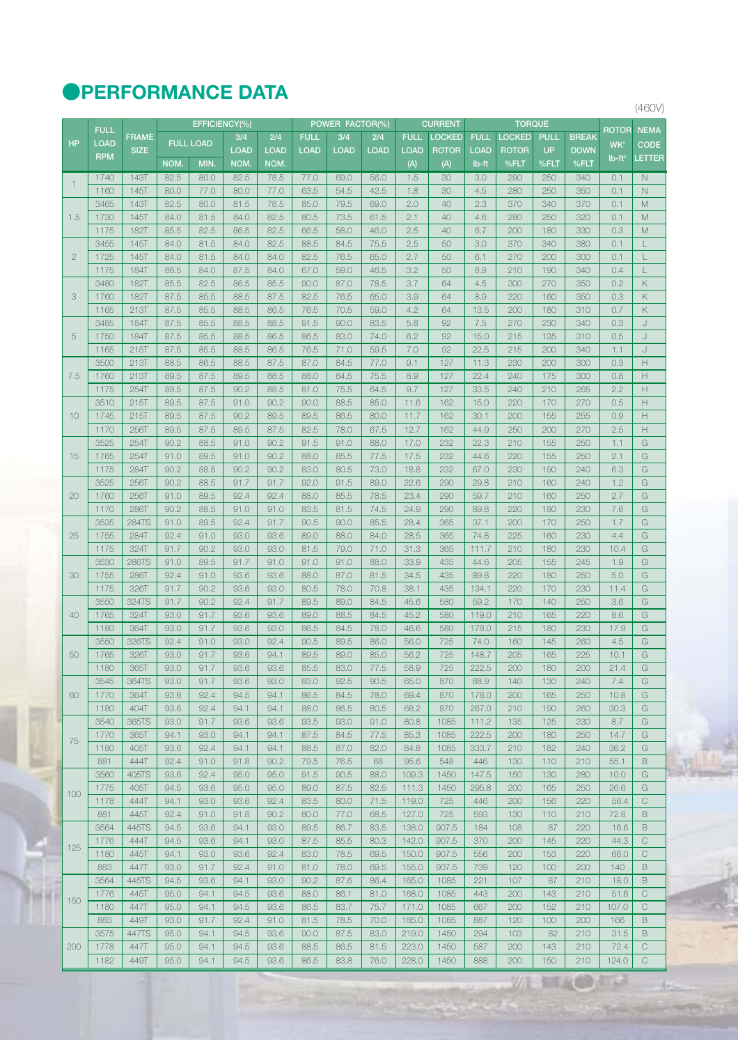# PERFORMANCE DATA

(460V)

| HP | FULL LOAD RPM | FRAME SIZE | EFFICIENCY(%) FULL LOAD NOM. | EFFICIENCY(%) FULL LOAD MIN. | EFFICIENCY(%) 3/4 LOAD NOM. | EFFICIENCY(%) 2/4 LOAD NOM. | POWER FACTOR(%) FULL LOAD | POWER FACTOR(%) 3/4 LOAD | POWER FACTOR(%) 2/4 LOAD | CURRENT FULL LOAD (A) | CURRENT LOCKED ROTOR (A) | TORQUE FULL LOAD lb-ft | TORQUE LOCKED ROTOR %FLT | TORQUE PULL UP %FLT | TORQUE BREAK DOWN %FLT | ROTOR $WK^2$ lb-ft² | NEMA CODE LETTER |
|---|---|---|---|---|---|---|---|---|---|---|---|---|---|---|---|---|---|
| 1 | 1740 | 143T | 82.5 | 80.0 | 82.5 | 78.5 | 77.0 | 69.0 | 56.0 | 1.5 | 30 | 3.0 | 290 | 250 | 340 | 0.1 | N |
| | 1160 | 145T | 80.0 | 77.0 | 80.0 | 77.0 | 63.5 | 54.5 | 42.5 | 1.8 | 30 | 4.5 | 280 | 250 | 350 | 0.1 | N |
| 1.5 | 3465 | 143T | 82.5 | 80.0 | 81.5 | 78.5 | 85.0 | 79.5 | 69.0 | 2.0 | 40 | 2.3 | 370 | 340 | 370 | 0.1 | M |
| | 1730 | 145T | 84.0 | 81.5 | 84.0 | 82.5 | 80.5 | 73.5 | 61.5 | 2.1 | 40 | 4.6 | 280 | 250 | 320 | 0.1 | M |
| | 1175 | 182T | 85.5 | 82.5 | 86.5 | 82.5 | 66.5 | 58.0 | 46.0 | 2.5 | 40 | 6.7 | 200 | 180 | 330 | 0.3 | M |
| 2 | 3455 | 145T | 84.0 | 81.5 | 84.0 | 82.5 | 88.5 | 84.5 | 75.5 | 2.5 | 50 | 3.0 | 370 | 340 | 380 | 0.1 | L |
| | 1725 | 145T | 84.0 | 81.5 | 84.0 | 84.0 | 82.5 | 76.5 | 65.0 | 2.7 | 50 | 6.1 | 270 | 200 | 300 | 0.1 | L |
| | 1175 | 184T | 86.5 | 84.0 | 87.5 | 84.0 | 67.0 | 59.0 | 46.5 | 3.2 | 50 | 8.9 | 210 | 190 | 340 | 0.4 | L |
| 3 | 3480 | 182T | 85.5 | 82.5 | 86.5 | 85.5 | 90.0 | 87.0 | 78.5 | 3.7 | 64 | 4.5 | 300 | 270 | 350 | 0.2 | K |
| | 1760 | 182T | 87.5 | 85.5 | 88.5 | 87.5 | 82.5 | 76.5 | 65.0 | 3.9 | 64 | 8.9 | 220 | 160 | 350 | 0.3 | K |
| | 1165 | 213T | 87.5 | 85.5 | 88.5 | 86.5 | 76.5 | 70.5 | 59.0 | 4.2 | 64 | 13.5 | 200 | 180 | 310 | 0.7 | K |
| 5 | 3485 | 184T | 87.5 | 85.5 | 88.5 | 88.5 | 91.5 | 90.0 | 83.5 | 5.8 | 92 | 7.5 | 270 | 230 | 340 | 0.3 | J |
| | 1750 | 184T | 87.5 | 85.5 | 88.5 | 86.5 | 86.5 | 83.0 | 74.0 | 6.2 | 92 | 15.0 | 215 | 135 | 310 | 0.5 | J |
| | 1165 | 215T | 87.5 | 85.5 | 88.5 | 86.5 | 76.5 | 71.0 | 59.5 | 7.0 | 92 | 22.5 | 215 | 200 | 340 | 1.1 | J |
| 7.5 | 3500 | 213T | 88.5 | 86.5 | 88.5 | 87.5 | 87.0 | 84.5 | 77.0 | 9.1 | 127 | 11.3 | 230 | 200 | 300 | 0.3 | H |
| | 1760 | 213T | 89.5 | 87.5 | 89.5 | 88.5 | 88.0 | 84.5 | 75.5 | 8.9 | 127 | 22.4 | 240 | 175 | 300 | 0.8 | H |
| | 1175 | 254T | 89.5 | 87.5 | 90.2 | 88.5 | 81.0 | 75.5 | 64.5 | 9.7 | 127 | 33.5 | 240 | 210 | 265 | 2.2 | H |
| 10 | 3510 | 215T | 89.5 | 87.5 | 91.0 | 90.2 | 90.0 | 88.5 | 85.0 | 11.6 | 162 | 15.0 | 220 | 170 | 270 | 0.5 | H |
| | 1745 | 215T | 89.5 | 87.5 | 90.2 | 89.5 | 89.5 | 86.5 | 80.0 | 11.7 | 162 | 30.1 | 200 | 155 | 255 | 0.9 | H |
| | 1170 | 256T | 89.5 | 87.5 | 89.5 | 87.5 | 82.5 | 78.0 | 67.5 | 12.7 | 162 | 44.9 | 250 | 200 | 270 | 2.5 | H |
| 15 | 3525 | 254T | 90.2 | 88.5 | 91.0 | 90.2 | 91.5 | 91.0 | 88.0 | 17.0 | 232 | 22.3 | 210 | 155 | 250 | 1.1 | G |
| | 1765 | 254T | 91.0 | 89.5 | 91.0 | 90.2 | 88.0 | 85.5 | 77.5 | 17.5 | 232 | 44.6 | 220 | 155 | 250 | 2.1 | G |
| | 1175 | 284T | 90.2 | 88.5 | 90.2 | 90.2 | 83.0 | 80.5 | 73.0 | 18.8 | 232 | 67.0 | 230 | 190 | 240 | 6.3 | G |
| 20 | 3525 | 256T | 90.2 | 88.5 | 91.7 | 91.7 | 92.0 | 91.5 | 89.0 | 22.6 | 290 | 29.8 | 210 | 160 | 240 | 1.2 | G |
| | 1760 | 256T | 91.0 | 89.5 | 92.4 | 92.4 | 88.0 | 85.5 | 78.5 | 23.4 | 290 | 59.7 | 210 | 160 | 250 | 2.7 | G |
| | 1170 | 286T | 90.2 | 88.5 | 91.0 | 91.0 | 83.5 | 81.5 | 74.5 | 24.9 | 290 | 89.8 | 220 | 180 | 230 | 7.6 | G |
| 25 | 3535 | 284TS | 91.0 | 89.5 | 92.4 | 91.7 | 90.5 | 90.0 | 85.5 | 28.4 | 365 | 37.1 | 200 | 170 | 250 | 1.7 | G |
| | 1755 | 284T | 92.4 | 91.0 | 93.0 | 93.6 | 89.0 | 88.0 | 84.0 | 28.5 | 365 | 74.8 | 225 | 160 | 230 | 4.4 | G |
| | 1175 | 324T | 91.7 | 90.2 | 93.0 | 93.0 | 81.5 | 79.0 | 71.0 | 31.3 | 365 | 111.7 | 210 | 180 | 230 | 10.4 | G |
| 30 | 3530 | 286TS | 91.0 | 89.5 | 91.7 | 91.0 | 91.0 | 91.0 | 88.0 | 33.9 | 435 | 44.6 | 205 | 155 | 245 | 1.9 | G |
| | 1755 | 286T | 92.4 | 91.0 | 93.6 | 93.6 | 88.0 | 87.0 | 81.5 | 34.5 | 435 | 89.8 | 220 | 180 | 250 | 5.0 | G |
| | 1175 | 326T | 91.7 | 90.2 | 93.6 | 93.0 | 80.5 | 78.0 | 70.8 | 38.1 | 435 | 134.1 | 220 | 170 | 230 | 11.4 | G |
| 40 | 3550 | 324TS | 91.7 | 90.2 | 92.4 | 91.7 | 89.5 | 89.0 | 84.5 | 45.6 | 580 | 59.2 | 170 | 140 | 250 | 3.6 | G |
| | 1765 | 324T | 93.0 | 91.7 | 93.6 | 93.6 | 89.0 | 88.5 | 84.5 | 45.2 | 580 | 119.0 | 210 | 165 | 220 | 8.6 | G |
| | 1180 | 364T | 93.0 | 91.7 | 93.6 | 93.0 | 86.5 | 84.5 | 78.0 | 46.6 | 580 | 178.0 | 215 | 180 | 230 | 17.9 | G |
| 50 | 3550 | 326TS | 92.4 | 91.0 | 93.0 | 92.4 | 90.5 | 89.5 | 86.0 | 56.0 | 725 | 74.0 | 160 | 145 | 260 | 4.5 | G |
| | 1765 | 326T | 93.0 | 91.7 | 93.6 | 94.1 | 89.5 | 89.0 | 85.0 | 56.2 | 725 | 148.7 | 205 | 165 | 225 | 10.1 | G |
| | 1180 | 365T | 93.0 | 91.7 | 93.6 | 93.6 | 85.5 | 83.0 | 77.5 | 58.9 | 725 | 222.5 | 200 | 180 | 200 | 21.4 | G |
| 60 | 3545 | 364TS | 93.0 | 91.7 | 93.6 | 93.0 | 93.0 | 92.5 | 90.5 | 65.0 | 870 | 88.9 | 140 | 130 | 240 | 7.4 | G |
| | 1770 | 364T | 93.6 | 92.4 | 94.5 | 94.1 | 86.5 | 84.5 | 78.0 | 69.4 | 870 | 178.0 | 200 | 165 | 250 | 10.8 | G |
| | 1180 | 404T | 93.6 | 92.4 | 94.1 | 94.1 | 88.0 | 86.5 | 80.5 | 68.2 | 870 | 267.0 | 210 | 190 | 260 | 30.3 | G |
| 75 | 3540 | 365TS | 93.0 | 91.7 | 93.6 | 93.6 | 93.5 | 93.0 | 91.0 | 80.8 | 1085 | 111.2 | 135 | 125 | 230 | 8.7 | G |
| | 1770 | 365T | 94.1 | 93.0 | 94.1 | 94.1 | 87.5 | 84.5 | 77.5 | 85.3 | 1085 | 222.5 | 200 | 180 | 250 | 14.7 | G |
| | 1180 | 405T | 93.6 | 92.4 | 94.1 | 94.1 | 88.5 | 87.0 | 82.0 | 84.8 | 1085 | 333.7 | 210 | 182 | 240 | 36.2 | G |
| | 881 | 444T | 92.4 | 91.0 | 91.8 | 90.2 | 79.5 | 76.5 | 68 | 95.6 | 548 | 446 | 130 | 110 | 210 | 55.1 | B |
| 100 | 3560 | 405TS | 93.6 | 92.4 | 95.0 | 95.0 | 91.5 | 90.5 | 88.0 | 109.3 | 1450 | 147.5 | 150 | 130 | 280 | 10.0 | G |
| | 1775 | 405T | 94.5 | 93.6 | 95.0 | 95.0 | 89.0 | 87.5 | 82.5 | 111.3 | 1450 | 295.8 | 200 | 165 | 250 | 26.6 | G |
| | 1178 | 444T | 94.1 | 93.0 | 93.6 | 92.4 | 83.5 | 80.0 | 71.5 | 119.0 | 725 | 446 | 200 | 156 | 220 | 56.4 | C |
| | 881 | 445T | 92.4 | 91.0 | 91.8 | 90.2 | 80.0 | 77.0 | 68.5 | 127.0 | 725 | 593 | 130 | 110 | 210 | 72.8 | B |
| 125 | 3564 | 445TS | 94.5 | 93.6 | 94.1 | 93.0 | 89.5 | 86.7 | 83.5 | 138.0 | 907.5 | 184 | 108 | 87 | 220 | 16.6 | B |
| | 1776 | 444T | 94.5 | 93.6 | 94.1 | 93.0 | 87.5 | 85.5 | 80.3 | 142.0 | 907.5 | 370 | 200 | 145 | 220 | 44.3 | C |
| | 1180 | 445T | 94.1 | 93.0 | 93.6 | 92.4 | 83.0 | 78.5 | 69.5 | 150.0 | 907.5 | 556 | 200 | 153 | 220 | 66.0 | C |
| | 883 | 447T | 93.0 | 91.7 | 92.4 | 91.0 | 81.0 | 78.0 | 69.5 | 155.0 | 907.5 | 739 | 120 | 100 | 200 | 140 | B |
| 150 | 3564 | 445TS | 94.5 | 93.6 | 94.1 | 93.0 | 90.2 | 87.6 | 86.4 | 165.0 | 1085 | 221 | 107 | 87 | 210 | 18.0 | B |
| | 1776 | 445T | 95.0 | 94.1 | 94.5 | 93.6 | 88.0 | 86.1 | 81.0 | 168.0 | 1085 | 443 | 200 | 143 | 210 | 51.6 | C |
| | 1180 | 447T | 95.0 | 94.1 | 94.5 | 93.6 | 86.5 | 83.7 | 75.7 | 171.0 | 1085 | 667 | 200 | 152 | 210 | 107.0 | C |
| | 883 | 449T | 93.0 | 91.7 | 92.4 | 91.0 | 81.5 | 78.5 | 70.0 | 185.0 | 1085 | 887 | 120 | 100 | 200 | 166 | B |
| 200 | 3575 | 447TS | 95.0 | 94.1 | 94.5 | 93.6 | 90.0 | 87.5 | 83.0 | 219.0 | 1450 | 294 | 103 | 82 | 210 | 31.5 | B |
| | 1778 | 447T | 95.0 | 94.1 | 94.5 | 93.6 | 88.5 | 86.5 | 81.5 | 223.0 | 1450 | 587 | 200 | 143 | 210 | 72.4 | C |
| | 1182 | 449T | 95.0 | 94.1 | 94.5 | 93.6 | 86.5 | 83.8 | 76.0 | 228.0 | 1450 | 888 | 200 | 150 | 210 | 124.0 | C |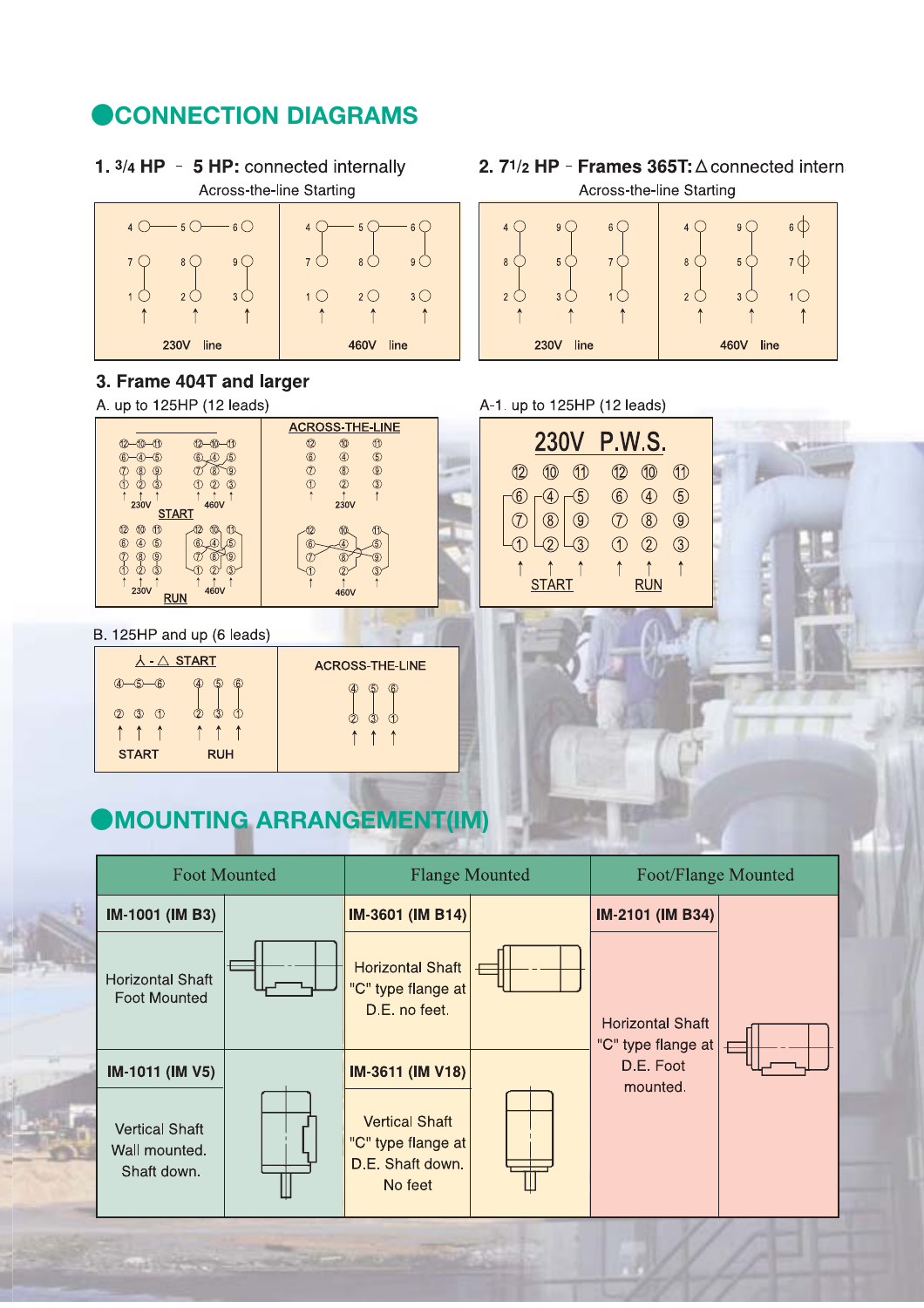## CONNECTION DIAGRAMS

### 1. 3/4 HP – 5 HP: connected internally

Across-the-line Starting

230V line | 460V line

### 2. 7 1/2 HP – Frames 365T: Δ connected intern

Across-the-line Starting

230V line | 460V line

### 3. Frame 404T and larger

A. up to 125HP (12 leads)

START: 230V, 460V

RUN: 230V, 460V

ACROSS-THE-LINE: 230V, 460V

A-1. up to 125HP (12 leads)

230V P.W.S.

START RUN

B. 125HP and up (6 leads)

人 - Δ START

START RUH

ACROSS-THE-LINE

## MOUNTING ARRANGEMENT(IM)

| Foot Mounted | | Flange Mounted | | Foot/Flange Mounted | |
|---|---|---|---|---|---|
| **IM-1001 (IM B3)** | | **IM-3601 (IM B14)** | | **IM-2101 (IM B34)** | |
| Horizontal Shaft Foot Mounted | | Horizontal Shaft "C" type flange at D.E. no feet. | | Horizontal Shaft "C" type flange at D.E. Foot mounted. | |
| **IM-1011 (IM V5)** | | **IM-3611 (IM V18)** | | | |
| Vertical Shaft Wall mounted. Shaft down. | | Vertical Shaft "C" type flange at D.E. Shaft down. No feet | | | |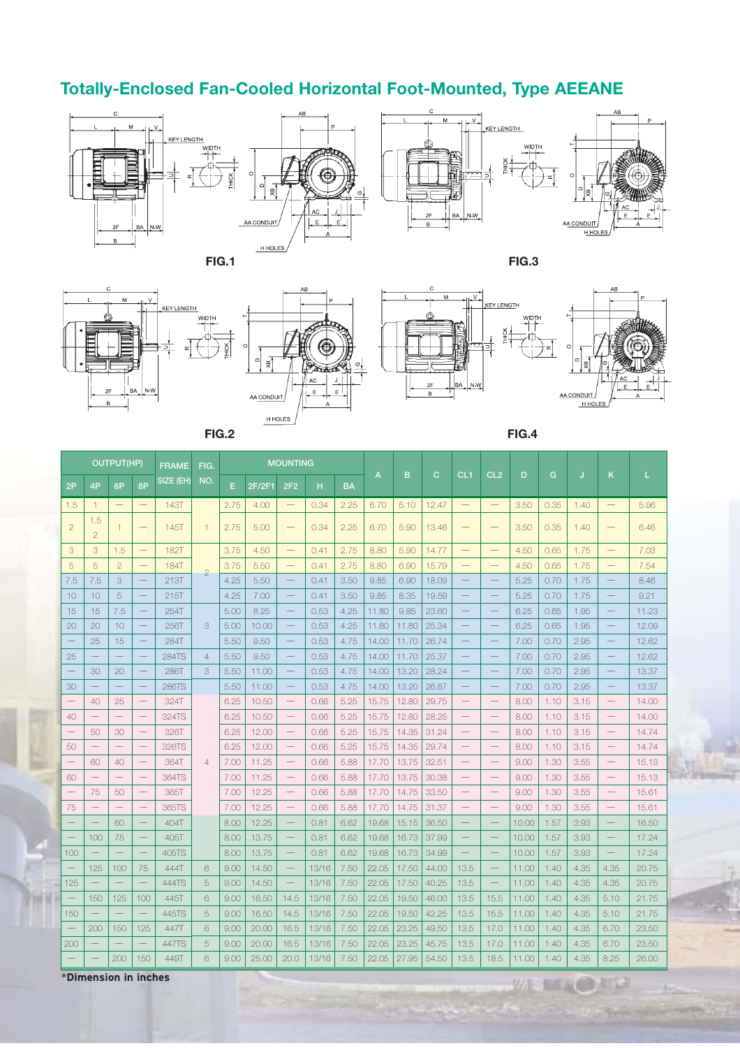## Totally-Enclosed Fan-Cooled Horizontal Foot-Mounted, Type AEEANE

FIG.1

FIG.2

FIG.3

FIG.4

| OUTPUT(HP) | | | | FRAME SIZE (EH) | FIG. NO. | MOUNTING | | | | | A | B | C | CL1 | CL2 | D | G | J | K | L |
|---|---|---|---|---|---|---|---|---|---|---|---|---|---|---|---|---|---|---|---|---|
| 2P | 4P | 6P | 8P | | | E | 2F/2F1 | 2F2 | H | BA | | | | | | | | | | |
| 1.5 | 1 | — | — | 143T | 1 | 2.75 | 4.00 | — | 0.34 | 2.25 | 6.70 | 5.10 | 12.47 | — | — | 3.50 | 0.35 | 1.40 | — | 5.96 |
| 2 | 1.5 2 | 1 | — | 145T | 1 | 2.75 | 5.00 | — | 0.34 | 2.25 | 6.70 | 5.90 | 13.46 | — | — | 3.50 | 0.35 | 1.40 | — | 6.46 |
| 3 | 3 | 1.5 | — | 182T | 2 | 3.75 | 4.50 | — | 0.41 | 2.75 | 8.80 | 5.90 | 14.77 | — | — | 4.50 | 0.65 | 1.75 | — | 7.03 |
| 5 | 5 | 2 | — | 184T | 2 | 3.75 | 5.50 | — | 0.41 | 2.75 | 8.80 | 6.90 | 15.79 | — | — | 4.50 | 0.65 | 1.75 | — | 7.54 |
| 7.5 | 7.5 | 3 | — | 213T | 2 | 4.25 | 5.50 | — | 0.41 | 3.50 | 9.85 | 6.90 | 18.09 | — | — | 5.25 | 0.70 | 1.75 | — | 8.46 |
| 10 | 10 | 5 | — | 215T | 2 | 4.25 | 7.00 | — | 0.41 | 3.50 | 9.85 | 8.35 | 19.59 | — | — | 5.25 | 0.70 | 1.75 | — | 9.21 |
| 15 | 15 | 7.5 | — | 254T | 3 | 5.00 | 8.25 | — | 0.53 | 4.25 | 11.80 | 9.85 | 23.60 | — | — | 6.25 | 0.65 | 1.95 | — | 11.23 |
| 20 | 20 | 10 | — | 256T | 3 | 5.00 | 10.00 | — | 0.53 | 4.25 | 11.80 | 11.80 | 25.34 | — | — | 6.25 | 0.65 | 1.95 | — | 12.09 |
| — | 25 | 15 | — | 284T | 3 | 5.50 | 9.50 | — | 0.53 | 4.75 | 14.00 | 11.70 | 26.74 | — | — | 7.00 | 0.70 | 2.95 | — | 12.62 |
| 25 | — | — | — | 284TS | 4 | 5.50 | 9.50 | — | 0.53 | 4.75 | 14.00 | 11.70 | 25.37 | — | — | 7.00 | 0.70 | 2.95 | — | 12.62 |
| — | 30 | 20 | — | 286T | 3 | 5.50 | 11.00 | — | 0.53 | 4.75 | 14.00 | 13.20 | 28.24 | — | — | 7.00 | 0.70 | 2.95 | — | 13.37 |
| 30 | — | — | — | 286TS | | 5.50 | 11.00 | — | 0.53 | 4.75 | 14.00 | 13.20 | 26.87 | — | — | 7.00 | 0.70 | 2.95 | — | 13.37 |
| — | 40 | 25 | — | 324T | 4 | 6.25 | 10.50 | — | 0.66 | 5.25 | 15.75 | 12.80 | 29.75 | — | — | 8.00 | 1.10 | 3.15 | — | 14.00 |
| 40 | — | — | — | 324TS | 4 | 6.25 | 10.50 | — | 0.66 | 5.25 | 15.75 | 12.80 | 28.25 | — | — | 8.00 | 1.10 | 3.15 | — | 14.00 |
| — | 50 | 30 | — | 326T | 4 | 6.25 | 12.00 | — | 0.66 | 5.25 | 15.75 | 14.35 | 31.24 | — | — | 8.00 | 1.10 | 3.15 | — | 14.74 |
| 50 | — | — | — | 326TS | 4 | 6.25 | 12.00 | — | 0.66 | 5.25 | 15.75 | 14.35 | 29.74 | — | — | 8.00 | 1.10 | 3.15 | — | 14.74 |
| — | 60 | 40 | — | 364T | 4 | 7.00 | 11.25 | — | 0.66 | 5.88 | 17.70 | 13.75 | 32.51 | — | — | 9.00 | 1.30 | 3.55 | — | 15.13 |
| 60 | — | — | — | 364TS | 4 | 7.00 | 11.25 | — | 0.66 | 5.88 | 17.70 | 13.75 | 30.38 | — | — | 9.00 | 1.30 | 3.55 | — | 15.13 |
| — | 75 | 50 | — | 365T | 4 | 7.00 | 12.25 | — | 0.66 | 5.88 | 17.70 | 14.75 | 33.50 | — | — | 9.00 | 1.30 | 3.55 | — | 15.61 |
| 75 | — | — | — | 365TS | 4 | 7.00 | 12.25 | — | 0.66 | 5.88 | 17.70 | 14.75 | 31.37 | — | — | 9.00 | 1.30 | 3.55 | — | 15.61 |
| — | — | 60 | — | 404T | | 8.00 | 12.25 | — | 0.81 | 6.62 | 19.68 | 15.15 | 36.50 | — | — | 10.00 | 1.57 | 3.93 | — | 16.50 |
| — | 100 | 75 | — | 405T | | 8.00 | 13.75 | — | 0.81 | 6.62 | 19.68 | 16.73 | 37.99 | — | — | 10.00 | 1.57 | 3.93 | — | 17.24 |
| 100 | — | — | — | 405TS | | 8.00 | 13.75 | — | 0.81 | 6.62 | 19.68 | 16.73 | 34.99 | — | — | 10.00 | 1.57 | 3.93 | — | 17.24 |
| — | 125 | 100 | 75 | 444T | 6 | 9.00 | 14.50 | — | 13/16 | 7.50 | 22.05 | 17.50 | 44.00 | 13.5 | — | 11.00 | 1.40 | 4.35 | 4.35 | 20.75 |
| 125 | — | — | — | 444TS | 5 | 9.00 | 14.50 | — | 13/16 | 7.50 | 22.05 | 17.50 | 40.25 | 13.5 | — | 11.00 | 1.40 | 4.35 | 4.35 | 20.75 |
| — | 150 | 125 | 100 | 445T | 6 | 9.00 | 16.50 | 14.5 | 13/16 | 7.50 | 22.05 | 19.50 | 46.00 | 13.5 | 15.5 | 11.00 | 1.40 | 4.35 | 5.10 | 21.75 |
| 150 | — | — | — | 445TS | 5 | 9.00 | 16.50 | 14.5 | 13/16 | 7.50 | 22.05 | 19.50 | 42.25 | 13.5 | 15.5 | 11.00 | 1.40 | 4.35 | 5.10 | 21.75 |
| — | 200 | 150 | 125 | 447T | 6 | 9.00 | 20.00 | 16.5 | 13/16 | 7.50 | 22.05 | 23.25 | 49.50 | 13.5 | 17.0 | 11.00 | 1.40 | 4.35 | 6.70 | 23.50 |
| 200 | — | — | — | 447TS | 5 | 9.00 | 20.00 | 16.5 | 13/16 | 7.50 | 22.05 | 23.25 | 45.75 | 13.5 | 17.0 | 11.00 | 1.40 | 4.35 | 6.70 | 23.50 |
| — | — | 200 | 150 | 449T | 6 | 9.00 | 25.00 | 20.0 | 13/16 | 7.50 | 22.05 | 27.95 | 54.50 | 13.5 | 18.5 | 11.00 | 1.40 | 4.35 | 8.25 | 26.00 |

**\*Dimension in inches**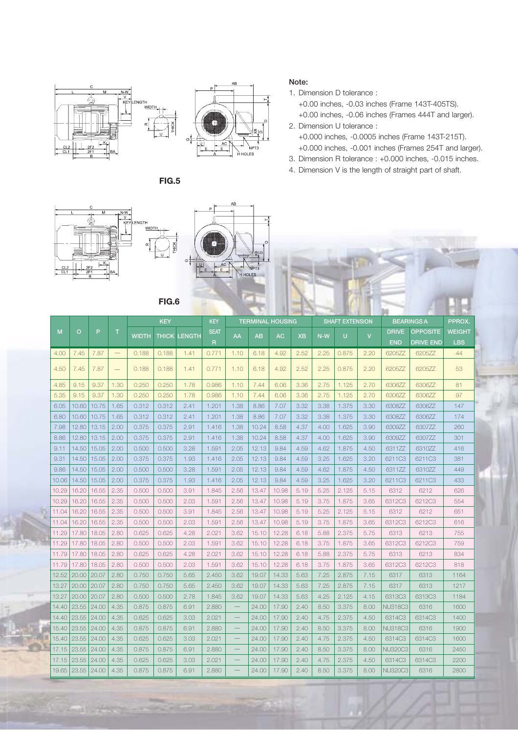FIG.5

FIG.6

**Note:**

1. Dimension D tolerance :
   +0.00 inches, -0.03 inches (Frame 143T-405TS).
   +0.00 inches, -0.06 inches (Frames 444T and larger).
2. Dimension U tolerance :
   +0.000 inches, -0.0005 inches (Frame 143T-215T).
   +0.000 inches, -0.001 inches (Frames 254T and larger).
3. Dimension R tolerance : +0.000 inches, -0.015 inches.
4. Dimension V is the length of straight part of shaft.

| M | O | P | T | KEY | | | KEY SEAT | TERMINAL HOUSING | | | | SHAFT EXTENSION | | | BEARINGS A | | PPROX. WEIGHT |
|---|---|---|---|---|---|---|---|---|---|---|---|---|---|---|---|---|---|
| | | | | WIDTH | THICK | LENGTH | R | AA | AB | AC | XB | N-W | U | V | DRIVE END | OPPOSITE DRIVE END | LBS |
| 4.00 | 7.45 | 7.87 | — | 0.188 | 0.188 | 1.41 | 0.771 | 1.10 | 6.18 | 4.92 | 2.52 | 2.25 | 0.875 | 2.20 | 6205ZZ | 6205ZZ | 44 |
| 4.50 | 7.45 | 7.87 | — | 0.188 | 0.188 | 1.41 | 0.771 | 1.10 | 6.18 | 4.92 | 2.52 | 2.25 | 0.875 | 2.20 | 6205ZZ | 6205ZZ | 53 |
| 4.85 | 9.15 | 9.37 | 1.30 | 0.250 | 0.250 | 1.78 | 0.986 | 1.10 | 7.44 | 6.06 | 3.36 | 2.75 | 1.125 | 2.70 | 6306ZZ | 6306ZZ | 81 |
| 5.35 | 9.15 | 9.37 | 1.30 | 0.250 | 0.250 | 1.78 | 0.986 | 1.10 | 7.44 | 6.06 | 3.36 | 2.75 | 1.125 | 2.70 | 6306ZZ | 6306ZZ | 97 |
| 6.05 | 10.60 | 10.75 | 1.65 | 0.312 | 0.312 | 2.41 | 1.201 | 1.38 | 8.86 | 7.07 | 3.32 | 3.38 | 1.375 | 3.30 | 6308ZZ | 6306ZZ | 147 |
| 6.80 | 10.60 | 10.75 | 1.65 | 0.312 | 0.312 | 2.41 | 1.201 | 1.38 | 8.86 | 7.07 | 3.32 | 3.38 | 1.375 | 3.30 | 6308ZZ | 6306ZZ | 174 |
| 7.98 | 12.80 | 13.15 | 2.00 | 0.375 | 0.375 | 2.91 | 1.416 | 1.38 | 10.24 | 8.58 | 4.37 | 4.00 | 1.625 | 3.90 | 6309ZZ | 6307ZZ | 260 |
| 8.86 | 12.80 | 13.15 | 2.00 | 0.375 | 0.375 | 2.91 | 1.416 | 1.38 | 10.24 | 8.58 | 4.37 | 4.00 | 1.625 | 3.90 | 6309ZZ | 6307ZZ | 301 |
| 9.11 | 14.50 | 15.05 | 2.00 | 0.500 | 0.500 | 3.28 | 1.591 | 2.05 | 12.13 | 9.84 | 4.59 | 4.62 | 1.875 | 4.50 | 6311ZZ | 6310ZZ | 416 |
| 9.31 | 14.50 | 15.05 | 2.00 | 0.375 | 0.375 | 1.93 | 1.416 | 2.05 | 12.13 | 9.84 | 4.59 | 3.25 | 1.625 | 3.20 | 6211C3 | 6211C3 | 381 |
| 9.86 | 14.50 | 15.05 | 2.00 | 0.500 | 0.500 | 3.28 | 1.591 | 2.05 | 12.13 | 9.84 | 4.59 | 4.62 | 1.875 | 4.50 | 6311ZZ | 6310ZZ | 449 |
| 10.06 | 14.50 | 15.05 | 2.00 | 0.375 | 0.375 | 1.93 | 1.416 | 2.05 | 12.13 | 9.84 | 4.59 | 3.25 | 1.625 | 3.20 | 6211C3 | 6211C3 | 433 |
| 10.29 | 16.20 | 16.55 | 2.35 | 0.500 | 0.500 | 3.91 | 1.845 | 2.56 | 13.47 | 10.98 | 5.19 | 5.25 | 2.125 | 5.15 | 6312 | 6212 | 626 |
| 10.29 | 16.20 | 16.55 | 2.35 | 0.500 | 0.500 | 2.03 | 1.591 | 2.56 | 13.47 | 10.98 | 5.19 | 3.75 | 1.875 | 3.65 | 6312C3 | 6212C3 | 554 |
| 11.04 | 16.20 | 16.55 | 2.35 | 0.500 | 0.500 | 3.91 | 1.845 | 2.56 | 13.47 | 10.98 | 5.19 | 5.25 | 2.125 | 5.15 | 6312 | 6212 | 651 |
| 11.04 | 16.20 | 16.55 | 2.35 | 0.500 | 0.500 | 2.03 | 1.591 | 2.56 | 13.47 | 10.98 | 5.19 | 3.75 | 1.875 | 3.65 | 6312C3 | 6212C3 | 616 |
| 11.29 | 17.80 | 18.05 | 2.80 | 0.625 | 0.625 | 4.28 | 2.021 | 3.62 | 15.10 | 12.28 | 6.18 | 5.88 | 2.375 | 5.75 | 6313 | 6213 | 755 |
| 11.29 | 17.80 | 18.05 | 2.80 | 0.500 | 0.500 | 2.03 | 1.591 | 3.62 | 15.10 | 12.28 | 6.18 | 3.75 | 1.875 | 3.65 | 6312C3 | 6212C3 | 759 |
| 11.79 | 17.80 | 18.05 | 2.80 | 0.625 | 0.625 | 4.28 | 2.021 | 3.62 | 15.10 | 12.28 | 6.18 | 5.88 | 2.375 | 5.75 | 6313 | 6213 | 834 |
| 11.79 | 17.80 | 18.05 | 2.80 | 0.500 | 0.500 | 2.03 | 1.591 | 3.62 | 15.10 | 12.28 | 6.18 | 3.75 | 1.875 | 3.65 | 6312C3 | 6212C3 | 818 |
| 12.52 | 20.00 | 20.07 | 2.80 | 0.750 | 0.750 | 5.65 | 2.450 | 3.62 | 19.07 | 14.33 | 5.63 | 7.25 | 2.875 | 7.15 | 6317 | 6313 | 1164 |
| 13.27 | 20.00 | 20.07 | 2.80 | 0.750 | 0.750 | 5.65 | 2.450 | 3.62 | 19.07 | 14.33 | 5.63 | 7.25 | 2.875 | 7.15 | 6317 | 6313 | 1217 |
| 13.27 | 20.00 | 20.07 | 2.80 | 0.500 | 0.500 | 2.78 | 1.845 | 3.62 | 19.07 | 14.33 | 5.63 | 4.25 | 2.125 | 4.15 | 6313C3 | 6313C3 | 1184 |
| 14.40 | 23.55 | 24.00 | 4.35 | 0.875 | 0.875 | 6.91 | 2.880 | — | 24.00 | 17.90 | 2.40 | 8.50 | 3.375 | 8.00 | NU318C3 | 6316 | 1600 |
| 14.40 | 23.55 | 24.00 | 4.35 | 0.625 | 0.625 | 3.03 | 2.021 | — | 24.00 | 17.90 | 2.40 | 4.75 | 2.375 | 4.50 | 6314C3 | 6314C3 | 1400 |
| 15.40 | 23.55 | 24.00 | 4.35 | 0.875 | 0.875 | 6.91 | 2.880 | — | 24.00 | 17.90 | 2.40 | 8.50 | 3.375 | 8.00 | NU318C3 | 6316 | 1900 |
| 15.40 | 23.55 | 24.00 | 4.35 | 0.625 | 0.625 | 3.03 | 2.021 | — | 24.00 | 17.90 | 2.40 | 4.75 | 2.375 | 4.50 | 6314C3 | 6314C3 | 1600 |
| 17.15 | 23.55 | 24.00 | 4.35 | 0.875 | 0.875 | 6.91 | 2.880 | — | 24.00 | 17.90 | 2.40 | 8.50 | 3.375 | 8.00 | NU320C3 | 6316 | 2450 |
| 17.15 | 23.55 | 24.00 | 4.35 | 0.625 | 0.625 | 3.03 | 2.021 | — | 24.00 | 17.90 | 2.40 | 4.75 | 2.375 | 4.50 | 6314C3 | 6314C3 | 2200 |
| 19.65 | 23.55 | 24.00 | 4.35 | 0.875 | 0.875 | 6.91 | 2.880 | — | 24.00 | 17.90 | 2.40 | 8.50 | 3.375 | 8.00 | NU320C3 | 6316 | 2800 |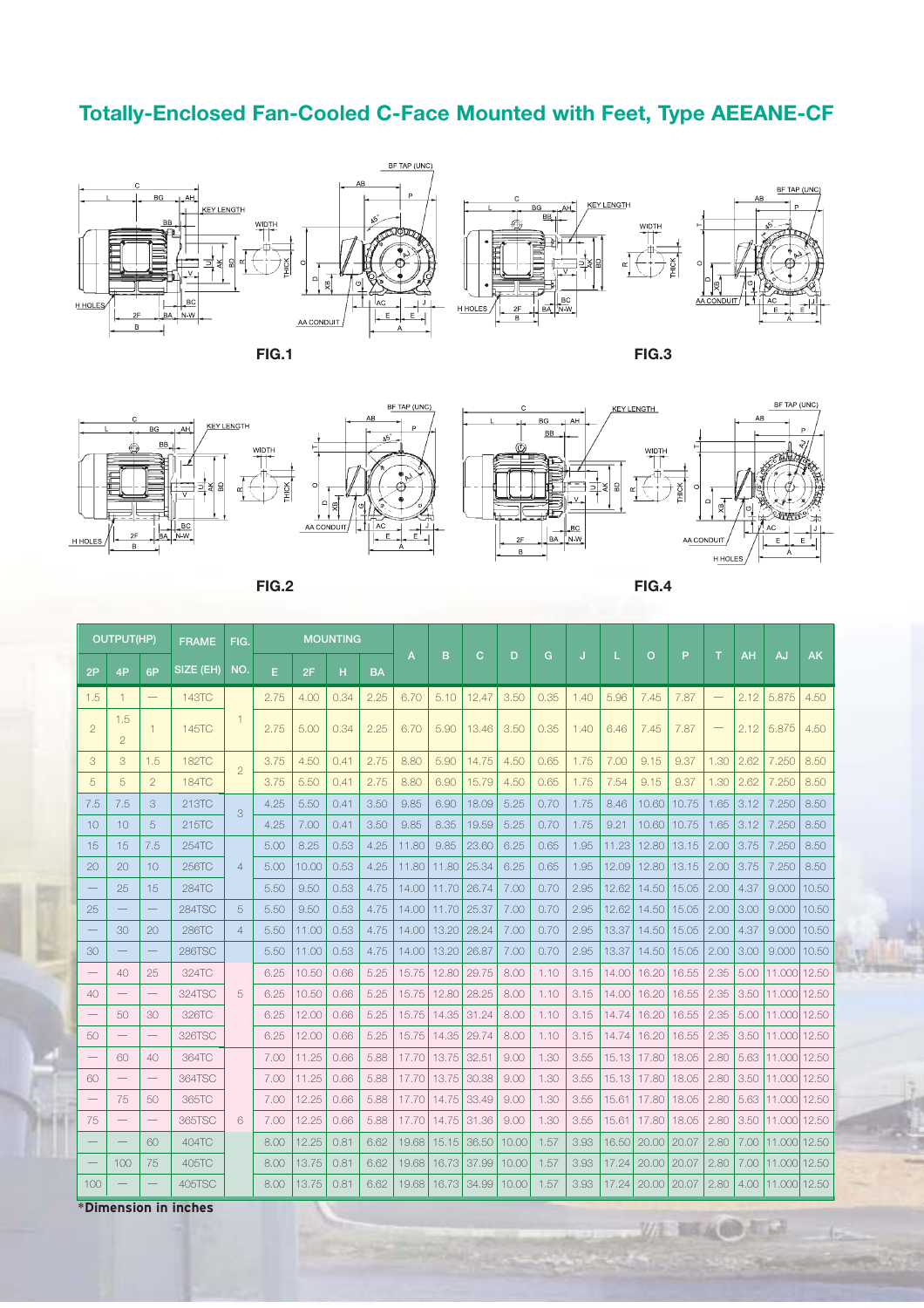## Totally-Enclosed Fan-Cooled C-Face Mounted with Feet, Type AEEANE-CF

FIG.1

FIG.3

FIG.2

FIG.4

| OUTPUT(HP) | | | FRAME | FIG. | MOUNTING | | | | A | B | C | D | G | J | L | O | P | T | AH | AJ | AK |
|---|---|---|---|---|---|---|---|---|---|---|---|---|---|---|---|---|---|---|---|---|---|
| 2P | 4P | 6P | SIZE (EH) | NO. | E | 2F | H | BA | | | | | | | | | | | | | |
| 1.5 | 1 | — | 143TC | 1 | 2.75 | 4.00 | 0.34 | 2.25 | 6.70 | 5.10 | 12.47 | 3.50 | 0.35 | 1.40 | 5.96 | 7.45 | 7.87 | — | 2.12 | 5.875 | 4.50 |
| 2 | 1.5 2 | 1 | 145TC | | 2.75 | 5.00 | 0.34 | 2.25 | 6.70 | 5.90 | 13.46 | 3.50 | 0.35 | 1.40 | 6.46 | 7.45 | 7.87 | — | 2.12 | 5.875 | 4.50 |
| 3 | 3 | 1.5 | 182TC | 2 | 3.75 | 4.50 | 0.41 | 2.75 | 8.80 | 5.90 | 14.75 | 4.50 | 0.65 | 1.75 | 7.00 | 9.15 | 9.37 | 1.30 | 2.62 | 7.250 | 8.50 |
| 5 | 5 | 2 | 184TC | | 3.75 | 5.50 | 0.41 | 2.75 | 8.80 | 6.90 | 15.79 | 4.50 | 0.65 | 1.75 | 7.54 | 9.15 | 9.37 | 1.30 | 2.62 | 7.250 | 8.50 |
| 7.5 | 7.5 | 3 | 213TC | 3 | 4.25 | 5.50 | 0.41 | 3.50 | 9.85 | 6.90 | 18.09 | 5.25 | 0.70 | 1.75 | 8.46 | 10.60 | 10.75 | 1.65 | 3.12 | 7.250 | 8.50 |
| 10 | 10 | 5 | 215TC | | 4.25 | 7.00 | 0.41 | 3.50 | 9.85 | 8.35 | 19.59 | 5.25 | 0.70 | 1.75 | 9.21 | 10.60 | 10.75 | 1.65 | 3.12 | 7.250 | 8.50 |
| 15 | 15 | 7.5 | 254TC | 4 | 5.00 | 8.25 | 0.53 | 4.25 | 11.80 | 9.85 | 23.60 | 6.25 | 0.65 | 1.95 | 11.23 | 12.80 | 13.15 | 2.00 | 3.75 | 7.250 | 8.50 |
| 20 | 20 | 10 | 256TC | | 5.00 | 10.00 | 0.53 | 4.25 | 11.80 | 11.80 | 25.34 | 6.25 | 0.65 | 1.95 | 12.09 | 12.80 | 13.15 | 2.00 | 3.75 | 7.250 | 8.50 |
| — | 25 | 15 | 284TC | | 5.50 | 9.50 | 0.53 | 4.75 | 14.00 | 11.70 | 26.74 | 7.00 | 0.70 | 2.95 | 12.62 | 14.50 | 15.05 | 2.00 | 4.37 | 9.000 | 10.50 |
| 25 | — | — | 284TSC | 5 | 5.50 | 9.50 | 0.53 | 4.75 | 14.00 | 11.70 | 25.37 | 7.00 | 0.70 | 2.95 | 12.62 | 14.50 | 15.05 | 2.00 | 3.00 | 9.000 | 10.50 |
| — | 30 | 20 | 286TC | 4 | 5.50 | 11.00 | 0.53 | 4.75 | 14.00 | 13.20 | 28.24 | 7.00 | 0.70 | 2.95 | 13.37 | 14.50 | 15.05 | 2.00 | 4.37 | 9.000 | 10.50 |
| 30 | — | — | 286TSC | | 5.50 | 11.00 | 0.53 | 4.75 | 14.00 | 13.20 | 26.87 | 7.00 | 0.70 | 2.95 | 13.37 | 14.50 | 15.05 | 2.00 | 3.00 | 9.000 | 10.50 |
| — | 40 | 25 | 324TC | 5 | 6.25 | 10.50 | 0.66 | 5.25 | 15.75 | 12.80 | 29.75 | 8.00 | 1.10 | 3.15 | 14.00 | 16.20 | 16.55 | 2.35 | 5.00 | 11.000 | 12.50 |
| 40 | — | — | 324TSC | | 6.25 | 10.50 | 0.66 | 5.25 | 15.75 | 12.80 | 28.25 | 8.00 | 1.10 | 3.15 | 14.00 | 16.20 | 16.55 | 2.35 | 3.50 | 11.000 | 12.50 |
| — | 50 | 30 | 326TC | | 6.25 | 12.00 | 0.66 | 5.25 | 15.75 | 14.35 | 31.24 | 8.00 | 1.10 | 3.15 | 14.74 | 16.20 | 16.55 | 2.35 | 5.00 | 11.000 | 12.50 |
| 50 | — | — | 326TSC | | 6.25 | 12.00 | 0.66 | 5.25 | 15.75 | 14.35 | 29.74 | 8.00 | 1.10 | 3.15 | 14.74 | 16.20 | 16.55 | 2.35 | 3.50 | 11.000 | 12.50 |
| — | 60 | 40 | 364TC | 6 | 7.00 | 11.25 | 0.66 | 5.88 | 17.70 | 13.75 | 32.51 | 9.00 | 1.30 | 3.55 | 15.13 | 17.80 | 18.05 | 2.80 | 5.63 | 11.000 | 12.50 |
| 60 | — | — | 364TSC | | 7.00 | 11.25 | 0.66 | 5.88 | 17.70 | 13.75 | 30.38 | 9.00 | 1.30 | 3.55 | 15.13 | 17.80 | 18.05 | 2.80 | 3.50 | 11.000 | 12.50 |
| — | 75 | 50 | 365TC | | 7.00 | 12.25 | 0.66 | 5.88 | 17.70 | 14.75 | 33.49 | 9.00 | 1.30 | 3.55 | 15.61 | 17.80 | 18.05 | 2.80 | 5.63 | 11.000 | 12.50 |
| 75 | — | — | 365TSC | | 7.00 | 12.25 | 0.66 | 5.88 | 17.70 | 14.75 | 31.36 | 9.00 | 1.30 | 3.55 | 15.61 | 17.80 | 18.05 | 2.80 | 3.50 | 11.000 | 12.50 |
| — | — | 60 | 404TC | | 8.00 | 12.25 | 0.81 | 6.62 | 19.68 | 15.15 | 36.50 | 10.00 | 1.57 | 3.93 | 16.50 | 20.00 | 20.07 | 2.80 | 7.00 | 11.000 | 12.50 |
| — | 100 | 75 | 405TC | | 8.00 | 13.75 | 0.81 | 6.62 | 19.68 | 16.73 | 37.99 | 10.00 | 1.57 | 3.93 | 17.24 | 20.00 | 20.07 | 2.80 | 7.00 | 11.000 | 12.50 |
| 100 | — | — | 405TSC | | 8.00 | 13.75 | 0.81 | 6.62 | 19.68 | 16.73 | 34.99 | 10.00 | 1.57 | 3.93 | 17.24 | 20.00 | 20.07 | 2.80 | 4.00 | 11.000 | 12.50 |

*Dimension in inches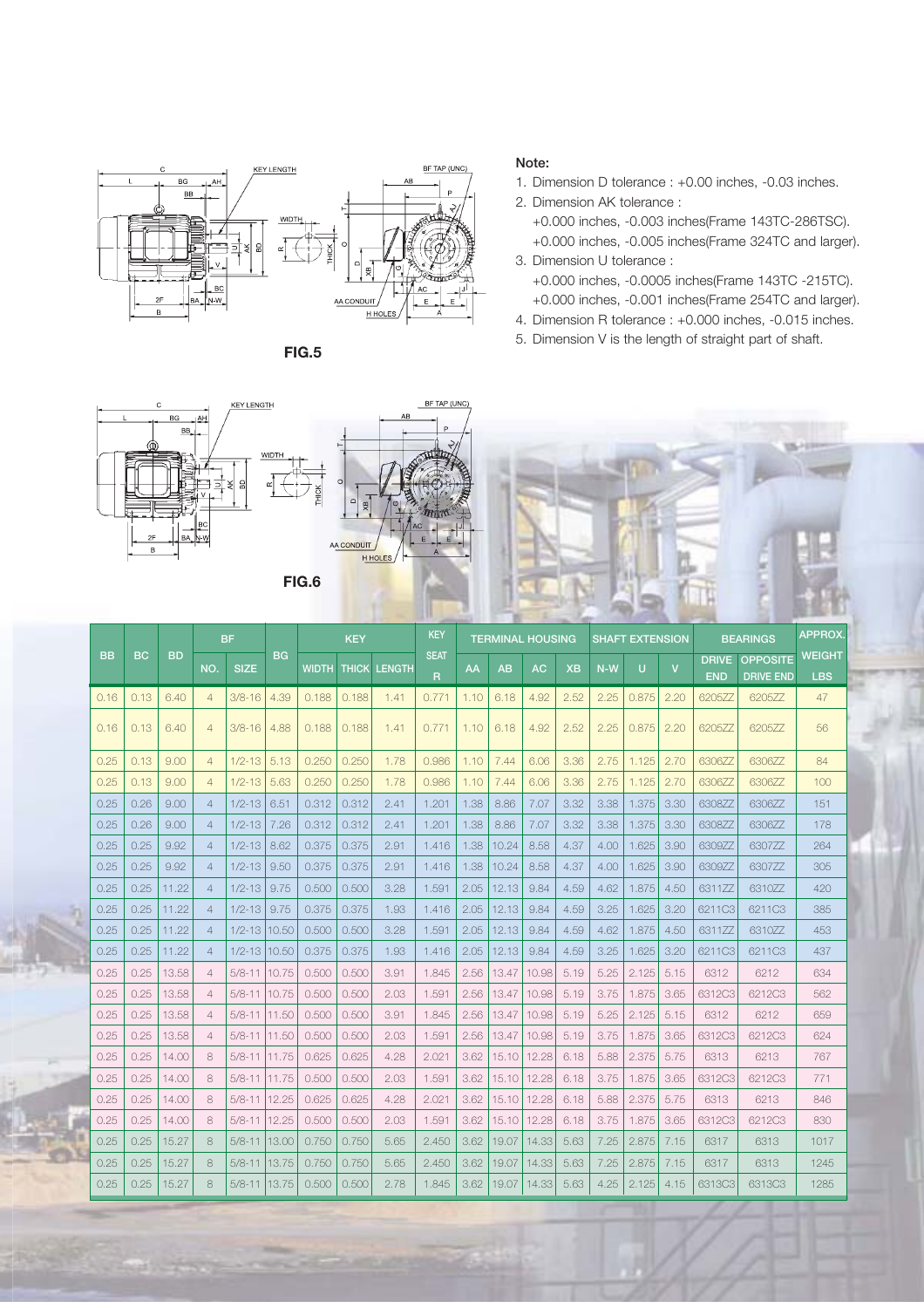FIG.5

**Note:**

1. Dimension D tolerance : +0.00 inches, -0.03 inches.
2. Dimension AK tolerance :
   +0.000 inches, -0.003 inches(Frame 143TC-286TSC).
   +0.000 inches, -0.005 inches(Frame 324TC and larger).
3. Dimension U tolerance :
   +0.000 inches, -0.0005 inches(Frame 143TC -215TC).
   +0.000 inches, -0.001 inches(Frame 254TC and larger).
4. Dimension R tolerance : +0.000 inches, -0.015 inches.
5. Dimension V is the length of straight part of shaft.

FIG.6

| BB | BC | BD | BF | | BG | KEY | | | KEY SEAT | TERMINAL HOUSING | | | | SHAFT EXTENSION | | | BEARINGS | | APPROX. WEIGHT |
|---|---|---|---|---|---|---|---|---|---|---|---|---|---|---|---|---|---|---|---|
| | | | NO. | SIZE | | WIDTH | THICK | LENGTH | R | AA | AB | AC | XB | N-W | U | V | DRIVE END | OPPOSITE DRIVE END | LBS |
| 0.16 | 0.13 | 6.40 | 4 | 3/8-16 | 4.39 | 0.188 | 0.188 | 1.41 | 0.771 | 1.10 | 6.18 | 4.92 | 2.52 | 2.25 | 0.875 | 2.20 | 6205ZZ | 6205ZZ | 47 |
| 0.16 | 0.13 | 6.40 | 4 | 3/8-16 | 4.88 | 0.188 | 0.188 | 1.41 | 0.771 | 1.10 | 6.18 | 4.92 | 2.52 | 2.25 | 0.875 | 2.20 | 6205ZZ | 6205ZZ | 56 |
| 0.25 | 0.13 | 9.00 | 4 | 1/2-13 | 5.13 | 0.250 | 0.250 | 1.78 | 0.986 | 1.10 | 7.44 | 6.06 | 3.36 | 2.75 | 1.125 | 2.70 | 6306ZZ | 6306ZZ | 84 |
| 0.25 | 0.13 | 9.00 | 4 | 1/2-13 | 5.63 | 0.250 | 0.250 | 1.78 | 0.986 | 1.10 | 7.44 | 6.06 | 3.36 | 2.75 | 1.125 | 2.70 | 6306ZZ | 6306ZZ | 100 |
| 0.25 | 0.26 | 9.00 | 4 | 1/2-13 | 6.51 | 0.312 | 0.312 | 2.41 | 1.201 | 1.38 | 8.86 | 7.07 | 3.32 | 3.38 | 1.375 | 3.30 | 6308ZZ | 6306ZZ | 151 |
| 0.25 | 0.26 | 9.00 | 4 | 1/2-13 | 7.26 | 0.312 | 0.312 | 2.41 | 1.201 | 1.38 | 8.86 | 7.07 | 3.32 | 3.38 | 1.375 | 3.30 | 6308ZZ | 6306ZZ | 178 |
| 0.25 | 0.25 | 9.92 | 4 | 1/2-13 | 8.62 | 0.375 | 0.375 | 2.91 | 1.416 | 1.38 | 10.24 | 8.58 | 4.37 | 4.00 | 1.625 | 3.90 | 6309ZZ | 6307ZZ | 264 |
| 0.25 | 0.25 | 9.92 | 4 | 1/2-13 | 9.50 | 0.375 | 0.375 | 2.91 | 1.416 | 1.38 | 10.24 | 8.58 | 4.37 | 4.00 | 1.625 | 3.90 | 6309ZZ | 6307ZZ | 305 |
| 0.25 | 0.25 | 11.22 | 4 | 1/2-13 | 9.75 | 0.500 | 0.500 | 3.28 | 1.591 | 2.05 | 12.13 | 9.84 | 4.59 | 4.62 | 1.875 | 4.50 | 6311ZZ | 6310ZZ | 420 |
| 0.25 | 0.25 | 11.22 | 4 | 1/2-13 | 9.75 | 0.375 | 0.375 | 1.93 | 1.416 | 2.05 | 12.13 | 9.84 | 4.59 | 3.25 | 1.625 | 3.20 | 6211C3 | 6211C3 | 385 |
| 0.25 | 0.25 | 11.22 | 4 | 1/2-13 | 10.50 | 0.500 | 0.500 | 3.28 | 1.591 | 2.05 | 12.13 | 9.84 | 4.59 | 4.62 | 1.875 | 4.50 | 6311ZZ | 6310ZZ | 453 |
| 0.25 | 0.25 | 11.22 | 4 | 1/2-13 | 10.50 | 0.375 | 0.375 | 1.93 | 1.416 | 2.05 | 12.13 | 9.84 | 4.59 | 3.25 | 1.625 | 3.20 | 6211C3 | 6211C3 | 437 |
| 0.25 | 0.25 | 13.58 | 4 | 5/8-11 | 10.75 | 0.500 | 0.500 | 3.91 | 1.845 | 2.56 | 13.47 | 10.98 | 5.19 | 5.25 | 2.125 | 5.15 | 6312 | 6212 | 634 |
| 0.25 | 0.25 | 13.58 | 4 | 5/8-11 | 10.75 | 0.500 | 0.500 | 2.03 | 1.591 | 2.56 | 13.47 | 10.98 | 5.19 | 3.75 | 1.875 | 3.65 | 6312C3 | 6212C3 | 562 |
| 0.25 | 0.25 | 13.58 | 4 | 5/8-11 | 11.50 | 0.500 | 0.500 | 3.91 | 1.845 | 2.56 | 13.47 | 10.98 | 5.19 | 5.25 | 2.125 | 5.15 | 6312 | 6212 | 659 |
| 0.25 | 0.25 | 13.58 | 4 | 5/8-11 | 11.50 | 0.500 | 0.500 | 2.03 | 1.591 | 2.56 | 13.47 | 10.98 | 5.19 | 3.75 | 1.875 | 3.65 | 6312C3 | 6212C3 | 624 |
| 0.25 | 0.25 | 14.00 | 8 | 5/8-11 | 11.75 | 0.625 | 0.625 | 4.28 | 2.021 | 3.62 | 15.10 | 12.28 | 6.18 | 5.88 | 2.375 | 5.75 | 6313 | 6213 | 767 |
| 0.25 | 0.25 | 14.00 | 8 | 5/8-11 | 11.75 | 0.500 | 0.500 | 2.03 | 1.591 | 3.62 | 15.10 | 12.28 | 6.18 | 3.75 | 1.875 | 3.65 | 6312C3 | 6212C3 | 771 |
| 0.25 | 0.25 | 14.00 | 8 | 5/8-11 | 12.25 | 0.625 | 0.625 | 4.28 | 2.021 | 3.62 | 15.10 | 12.28 | 6.18 | 5.88 | 2.375 | 5.75 | 6313 | 6213 | 846 |
| 0.25 | 0.25 | 14.00 | 8 | 5/8-11 | 12.25 | 0.500 | 0.500 | 2.03 | 1.591 | 3.62 | 15.10 | 12.28 | 6.18 | 3.75 | 1.875 | 3.65 | 6312C3 | 6212C3 | 830 |
| 0.25 | 0.25 | 15.27 | 8 | 5/8-11 | 13.00 | 0.750 | 0.750 | 5.65 | 2.450 | 3.62 | 19.07 | 14.33 | 5.63 | 7.25 | 2.875 | 7.15 | 6317 | 6313 | 1017 |
| 0.25 | 0.25 | 15.27 | 8 | 5/8-11 | 13.75 | 0.750 | 0.750 | 5.65 | 2.450 | 3.62 | 19.07 | 14.33 | 5.63 | 7.25 | 2.875 | 7.15 | 6317 | 6313 | 1245 |
| 0.25 | 0.25 | 15.27 | 8 | 5/8-11 | 13.75 | 0.500 | 0.500 | 2.78 | 1.845 | 3.62 | 19.07 | 14.33 | 5.63 | 4.25 | 2.125 | 4.15 | 6313C3 | 6313C3 | 1285 |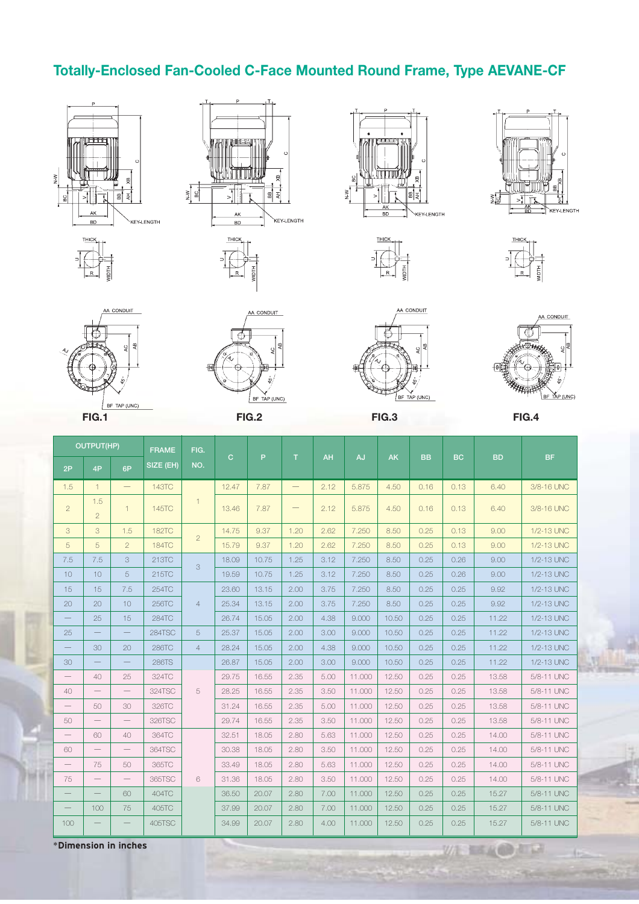# Totally-Enclosed Fan-Cooled C-Face Mounted Round Frame, Type AEVANE-CF

FIG.1

FIG.2

FIG.3

FIG.4

| OUTPUT(HP) | | | FRAME SIZE (EH) | FIG. NO. | C | P | T | AH | AJ | AK | BB | BC | BD | BF |
|---|---|---|---|---|---|---|---|---|---|---|---|---|---|---|
| 2P | 4P | 6P | | | | | | | | | | | | |
| 1.5 | 1 | — | 143TC | 1 | 12.47 | 7.87 | — | 2.12 | 5.875 | 4.50 | 0.16 | 0.13 | 6.40 | 3/8-16 UNC |
| 2 | 1.5<br>2 | 1 | 145TC | 1 | 13.46 | 7.87 | — | 2.12 | 5.875 | 4.50 | 0.16 | 0.13 | 6.40 | 3/8-16 UNC |
| 3 | 3 | 1.5 | 182TC | 2 | 14.75 | 9.37 | 1.20 | 2.62 | 7.250 | 8.50 | 0.25 | 0.13 | 9.00 | 1/2-13 UNC |
| 5 | 5 | 2 | 184TC | 2 | 15.79 | 9.37 | 1.20 | 2.62 | 7.250 | 8.50 | 0.25 | 0.13 | 9.00 | 1/2-13 UNC |
| 7.5 | 7.5 | 3 | 213TC | 3 | 18.09 | 10.75 | 1.25 | 3.12 | 7.250 | 8.50 | 0.25 | 0.26 | 9.00 | 1/2-13 UNC |
| 10 | 10 | 5 | 215TC | 3 | 19.59 | 10.75 | 1.25 | 3.12 | 7.250 | 8.50 | 0.25 | 0.26 | 9.00 | 1/2-13 UNC |
| 15 | 15 | 7.5 | 254TC | 4 | 23.60 | 13.15 | 2.00 | 3.75 | 7.250 | 8.50 | 0.25 | 0.25 | 9.92 | 1/2-13 UNC |
| 20 | 20 | 10 | 256TC | 4 | 25.34 | 13.15 | 2.00 | 3.75 | 7.250 | 8.50 | 0.25 | 0.25 | 9.92 | 1/2-13 UNC |
| — | 25 | 15 | 284TC | 4 | 26.74 | 15.05 | 2.00 | 4.38 | 9.000 | 10.50 | 0.25 | 0.25 | 11.22 | 1/2-13 UNC |
| 25 | — | — | 284TSC | 5 | 25.37 | 15.05 | 2.00 | 3.00 | 9.000 | 10.50 | 0.25 | 0.25 | 11.22 | 1/2-13 UNC |
| — | 30 | 20 | 286TC | 4 | 28.24 | 15.05 | 2.00 | 4.38 | 9.000 | 10.50 | 0.25 | 0.25 | 11.22 | 1/2-13 UNC |
| 30 | — | — | 286TS | | 26.87 | 15.05 | 2.00 | 3.00 | 9.000 | 10.50 | 0.25 | 0.25 | 11.22 | 1/2-13 UNC |
| — | 40 | 25 | 324TC | 5 | 29.75 | 16.55 | 2.35 | 5.00 | 11.000 | 12.50 | 0.25 | 0.25 | 13.58 | 5/8-11 UNC |
| 40 | — | — | 324TSC | 5 | 28.25 | 16.55 | 2.35 | 3.50 | 11.000 | 12.50 | 0.25 | 0.25 | 13.58 | 5/8-11 UNC |
| — | 50 | 30 | 326TC | 5 | 31.24 | 16.55 | 2.35 | 5.00 | 11.000 | 12.50 | 0.25 | 0.25 | 13.58 | 5/8-11 UNC |
| 50 | — | — | 326TSC | 5 | 29.74 | 16.55 | 2.35 | 3.50 | 11.000 | 12.50 | 0.25 | 0.25 | 13.58 | 5/8-11 UNC |
| — | 60 | 40 | 364TC | 6 | 32.51 | 18.05 | 2.80 | 5.63 | 11.000 | 12.50 | 0.25 | 0.25 | 14.00 | 5/8-11 UNC |
| 60 | — | — | 364TSC | 6 | 30.38 | 18.05 | 2.80 | 3.50 | 11.000 | 12.50 | 0.25 | 0.25 | 14.00 | 5/8-11 UNC |
| — | 75 | 50 | 365TC | 6 | 33.49 | 18.05 | 2.80 | 5.63 | 11.000 | 12.50 | 0.25 | 0.25 | 14.00 | 5/8-11 UNC |
| 75 | — | — | 365TSC | 6 | 31.36 | 18.05 | 2.80 | 3.50 | 11.000 | 12.50 | 0.25 | 0.25 | 14.00 | 5/8-11 UNC |
| — | — | 60 | 404TC | 6 | 36.50 | 20.07 | 2.80 | 7.00 | 11.000 | 12.50 | 0.25 | 0.25 | 15.27 | 5/8-11 UNC |
| — | 100 | 75 | 405TC | 6 | 37.99 | 20.07 | 2.80 | 7.00 | 11.000 | 12.50 | 0.25 | 0.25 | 15.27 | 5/8-11 UNC |
| 100 | — | — | 405TSC | 6 | 34.99 | 20.07 | 2.80 | 4.00 | 11.000 | 12.50 | 0.25 | 0.25 | 15.27 | 5/8-11 UNC |

**\*Dimension in inches**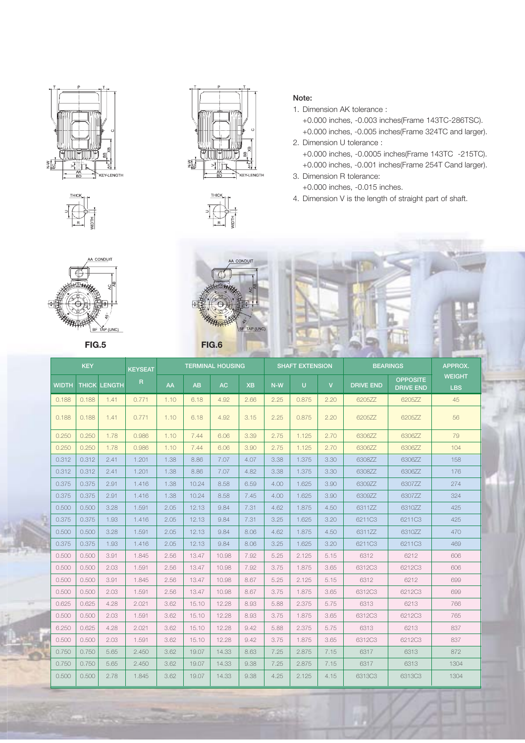**Note:**

1. Dimension AK tolerance :
   +0.000 inches, -0.003 inches(Frame 143TC-286TSC).
   +0.000 inches, -0.005 inches(Frame 324TC and larger).
2. Dimension U tolerance :
   +0.000 inches, -0.0005 inches(Frame 143TC -215TC).
   +0.000 inches, -0.001 inches(Frame 254T Cand larger).
3. Dimension R tolerance:
   +0.000 inches, -0.015 inches.
4. Dimension V is the length of straight part of shaft.

FIG.5

FIG.6

| KEY | | | KEYSEAT | TERMINAL HOUSING | | | | SHAFT EXTENSION | | | BEARINGS | | APPROX. |
|---|---|---|---|---|---|---|---|---|---|---|---|---|---|
| WIDTH | THICK | LENGTH | R | AA | AB | AC | XB | N-W | U | V | DRIVE END | OPPOSITE DRIVE END | WEIGHT LBS |
| 0.188 | 0.188 | 1.41 | 0.771 | 1.10 | 6.18 | 4.92 | 2.66 | 2.25 | 0.875 | 2.20 | 6205ZZ | 6205ZZ | 45 |
| 0.188 | 0.188 | 1.41 | 0.771 | 1.10 | 6.18 | 4.92 | 3.15 | 2.25 | 0.875 | 2.20 | 6205ZZ | 6205ZZ | 56 |
| 0.250 | 0.250 | 1.78 | 0.986 | 1.10 | 7.44 | 6.06 | 3.39 | 2.75 | 1.125 | 2.70 | 6306ZZ | 6306ZZ | 79 |
| 0.250 | 0.250 | 1.78 | 0.986 | 1.10 | 7.44 | 6.06 | 3.90 | 2.75 | 1.125 | 2.70 | 6306ZZ | 6306ZZ | 104 |
| 0.312 | 0.312 | 2.41 | 1.201 | 1.38 | 8.86 | 7.07 | 4.07 | 3.38 | 1.375 | 3.30 | 6308ZZ | 6306ZZ | 158 |
| 0.312 | 0.312 | 2.41 | 1.201 | 1.38 | 8.86 | 7.07 | 4.82 | 3.38 | 1.375 | 3.30 | 6308ZZ | 6306ZZ | 176 |
| 0.375 | 0.375 | 2.91 | 1.416 | 1.38 | 10.24 | 8.58 | 6.59 | 4.00 | 1.625 | 3.90 | 6309ZZ | 6307ZZ | 274 |
| 0.375 | 0.375 | 2.91 | 1.416 | 1.38 | 10.24 | 8.58 | 7.45 | 4.00 | 1.625 | 3.90 | 6309ZZ | 6307ZZ | 324 |
| 0.500 | 0.500 | 3.28 | 1.591 | 2.05 | 12.13 | 9.84 | 7.31 | 4.62 | 1.875 | 4.50 | 6311ZZ | 6310ZZ | 425 |
| 0.375 | 0.375 | 1.93 | 1.416 | 2.05 | 12.13 | 9.84 | 7.31 | 3.25 | 1.625 | 3.20 | 6211C3 | 6211C3 | 425 |
| 0.500 | 0.500 | 3.28 | 1.591 | 2.05 | 12.13 | 9.84 | 8.06 | 4.62 | 1.875 | 4.50 | 6311ZZ | 6310ZZ | 470 |
| 0.375 | 0.375 | 1.93 | 1.416 | 2.05 | 12.13 | 9.84 | 8.06 | 3.25 | 1.625 | 3.20 | 6211C3 | 6211C3 | 469 |
| 0.500 | 0.500 | 3.91 | 1.845 | 2.56 | 13.47 | 10.98 | 7.92 | 5.25 | 2.125 | 5.15 | 6312 | 6212 | 606 |
| 0.500 | 0.500 | 2.03 | 1.591 | 2.56 | 13.47 | 10.98 | 7.92 | 3.75 | 1.875 | 3.65 | 6312C3 | 6212C3 | 606 |
| 0.500 | 0.500 | 3.91 | 1.845 | 2.56 | 13.47 | 10.98 | 8.67 | 5.25 | 2.125 | 5.15 | 6312 | 6212 | 699 |
| 0.500 | 0.500 | 2.03 | 1.591 | 2.56 | 13.47 | 10.98 | 8.67 | 3.75 | 1.875 | 3.65 | 6312C3 | 6212C3 | 699 |
| 0.625 | 0.625 | 4.28 | 2.021 | 3.62 | 15.10 | 12.28 | 8.93 | 5.88 | 2.375 | 5.75 | 6313 | 6213 | 766 |
| 0.500 | 0.500 | 2.03 | 1.591 | 3.62 | 15.10 | 12.28 | 8.93 | 3.75 | 1.875 | 3.65 | 6312C3 | 6212C3 | 765 |
| 6.250 | 0.625 | 4.28 | 2.021 | 3.62 | 15.10 | 12.28 | 9.42 | 5.88 | 2.375 | 5.75 | 6313 | 6213 | 837 |
| 0.500 | 0.500 | 2.03 | 1.591 | 3.62 | 15.10 | 12.28 | 9.42 | 3.75 | 1.875 | 3.65 | 6312C3 | 6212C3 | 837 |
| 0.750 | 0.750 | 5.65 | 2.450 | 3.62 | 19.07 | 14.33 | 8.63 | 7.25 | 2.875 | 7.15 | 6317 | 6313 | 872 |
| 0.750 | 0.750 | 5.65 | 2.450 | 3.62 | 19.07 | 14.33 | 9.38 | 7.25 | 2.875 | 7.15 | 6317 | 6313 | 1304 |
| 0.500 | 0.500 | 2.78 | 1.845 | 3.62 | 19.07 | 14.33 | 9.38 | 4.25 | 2.125 | 4.15 | 6313C3 | 6313C3 | 1304 |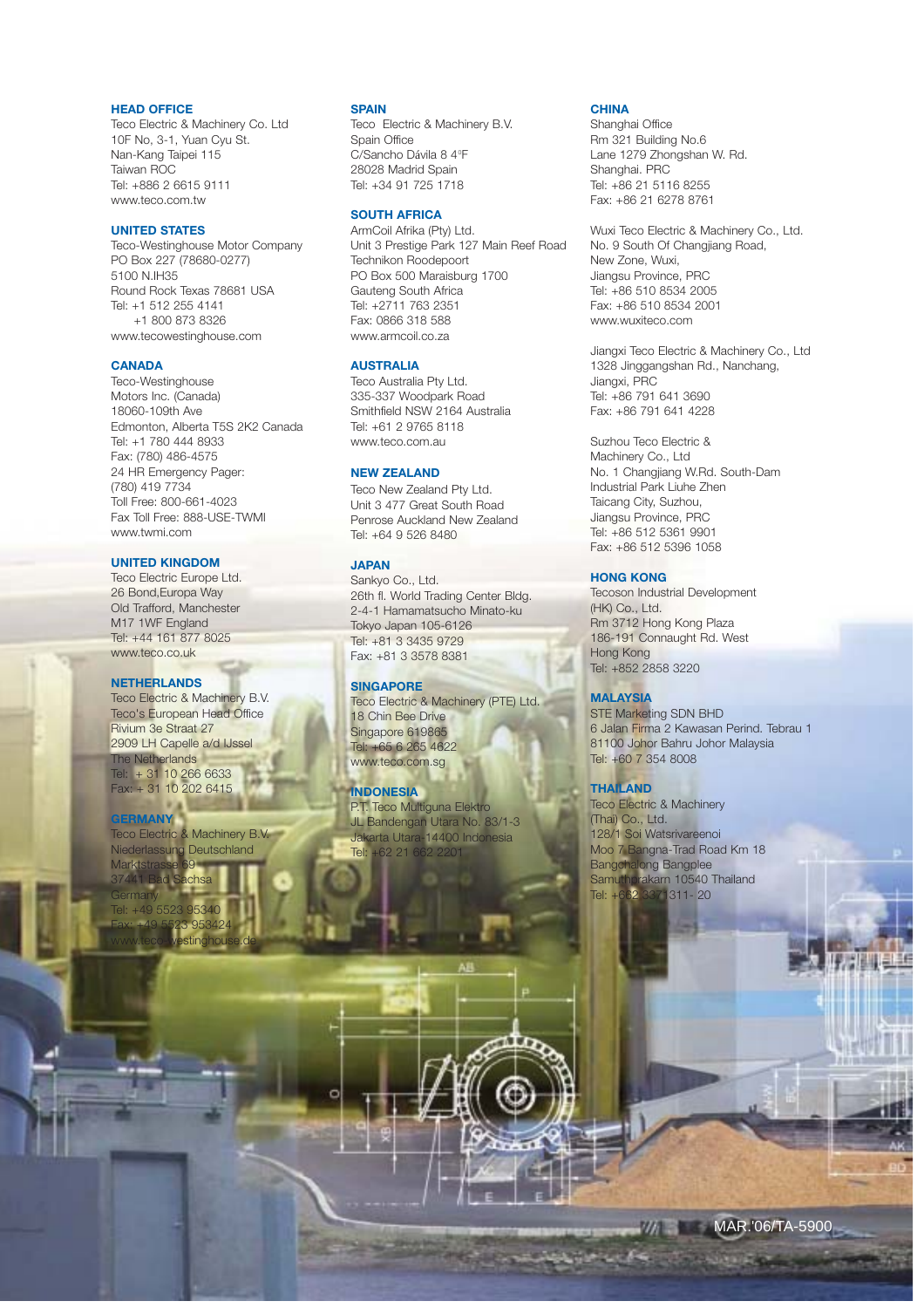### HEAD OFFICE

Teco Electric & Machinery Co. Ltd
10F No, 3-1, Yuan Cyu St.
Nan-Kang Taipei 115
Taiwan ROC
Tel: +886 2 6615 9111
www.teco.com.tw

### UNITED STATES

Teco-Westinghouse Motor Company
PO Box 227 (78680-0277)
5100 N.IH35
Round Rock Texas 78681 USA
Tel: +1 512 255 4141
+1 800 873 8326
www.tecowestinghouse.com

### CANADA

Teco-Westinghouse
Motors Inc. (Canada)
18060-109th Ave
Edmonton, Alberta T5S 2K2 Canada
Tel: +1 780 444 8933
Fax: (780) 486-4575
24 HR Emergency Pager:
(780) 419 7734
Toll Free: 800-661-4023
Fax Toll Free: 888-USE-TWMI
www.twmi.com

### UNITED KINGDOM

Teco Electric Europe Ltd.
26 Bond,Europa Way
Old Trafford, Manchester
M17 1WF England
Tel: +44 161 877 8025
www.teco.co.uk

### NETHERLANDS

Teco Electric & Machinery B.V.
Teco's European Head Office
Rivium 3e Straat 27
2909 LH Capelle a/d IJssel
The Netherlands
Tel: + 31 10 266 6633
Fax: + 31 10 202 6415

### GERMANY

Teco Electric & Machinery B.V.
Niederlassung Deutschland
Marktstrasse 69
37441 Bad Sachsa
Germany
Tel: +49 5523 95340
Fax: +49 5523 953424
www.teco-westinghouse.de

### SPAIN

Teco Electric & Machinery B.V.
Spain Office
C/Sancho Dávila 8 4°F
28028 Madrid Spain
Tel: +34 91 725 1718

### SOUTH AFRICA

ArmCoil Afrika (Pty) Ltd.
Unit 3 Prestige Park 127 Main Reef Road
Technikon Roodepoort
PO Box 500 Maraisburg 1700
Gauteng South Africa
Tel: +2711 763 2351
Fax: 0866 318 588
www.armcoil.co.za

### AUSTRALIA

Teco Australia Pty Ltd.
335-337 Woodpark Road
Smithfield NSW 2164 Australia
Tel: +61 2 9765 8118
www.teco.com.au

### NEW ZEALAND

Teco New Zealand Pty Ltd.
Unit 3 477 Great South Road
Penrose Auckland New Zealand
Tel: +64 9 526 8480

### JAPAN

Sankyo Co., Ltd.
26th fl. World Trading Center Bldg.
2-4-1 Hamamatsucho Minato-ku
Tokyo Japan 105-6126
Tel: +81 3 3435 9729
Fax: +81 3 3578 8381

### SINGAPORE

Teco Electric & Machinery (PTE) Ltd.
18 Chin Bee Drive
Singapore 619865
Tel: +65 6 265 4622
www.teco.com.sg

### INDONESIA

P.T. Teco Multiguna Elektro
JL Bandengan Utara No. 83/1-3
Jakarta Utara-14400 Indonesia
Tel: +62 21 662 2201

### CHINA

Shanghai Office
Rm 321 Building No.6
Lane 1279 Zhongshan W. Rd.
Shanghai. PRC
Tel: +86 21 5116 8255
Fax: +86 21 6278 8761

Wuxi Teco Electric & Machinery Co., Ltd.
No. 9 South Of Changjiang Road,
New Zone, Wuxi,
Jiangsu Province, PRC
Tel: +86 510 8534 2005
Fax: +86 510 8534 2001
www.wuxiteco.com

Jiangxi Teco Electric & Machinery Co., Ltd
1328 Jinggangshan Rd., Nanchang,
Jiangxi, PRC
Tel: +86 791 641 3690
Fax: +86 791 641 4228

Suzhou Teco Electric &
Machinery Co., Ltd
No. 1 Changjiang W.Rd. South-Dam
Industrial Park Liuhe Zhen
Taicang City, Suzhou,
Jiangsu Province, PRC
Tel: +86 512 5361 9901
Fax: +86 512 5396 1058

### HONG KONG

Tecoson Industrial Development
(HK) Co., Ltd.
Rm 3712 Hong Kong Plaza
186-191 Connaught Rd. West
Hong Kong
Tel: +852 2858 3220

### MALAYSIA

STE Marketing SDN BHD
6 Jalan Firma 2 Kawasan Perind. Tebrau 1
81100 Johor Bahru Johor Malaysia
Tel: +60 7 354 8008

### THAILAND

Teco Electric & Machinery
(Thai) Co., Ltd.
128/1 Soi Watsrivareenoi
Moo 7 Bangna-Trad Road Km 18
Bangchalong Bangplee
Samuthprakarn 10540 Thailand
Tel: +662 3371311- 20

MAR.'06/TA-5900